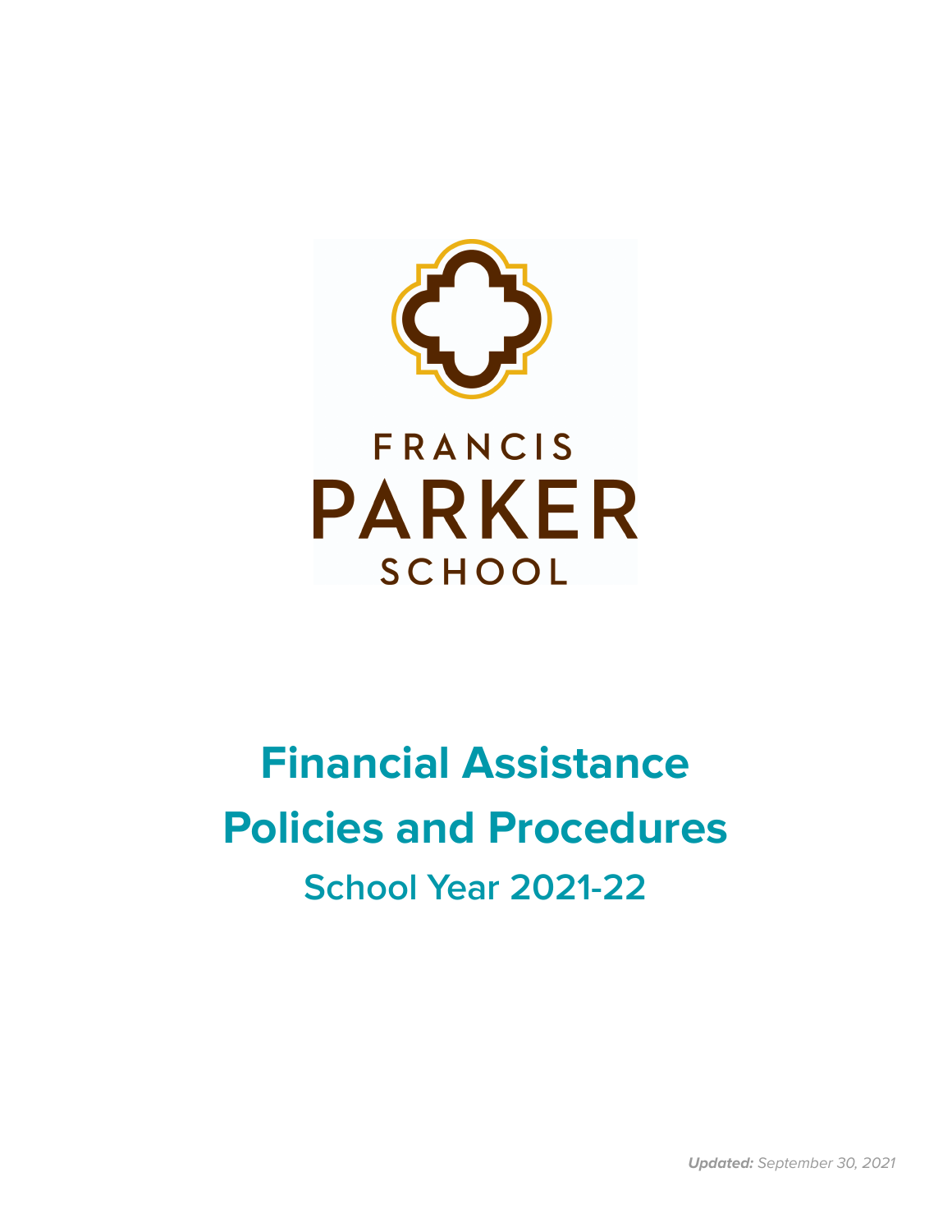FRANCIS
PARKER
SCHOOL

# Financial Assistance Policies and Procedures

## School Year 2021-22

***Updated:*** *September 30, 2021*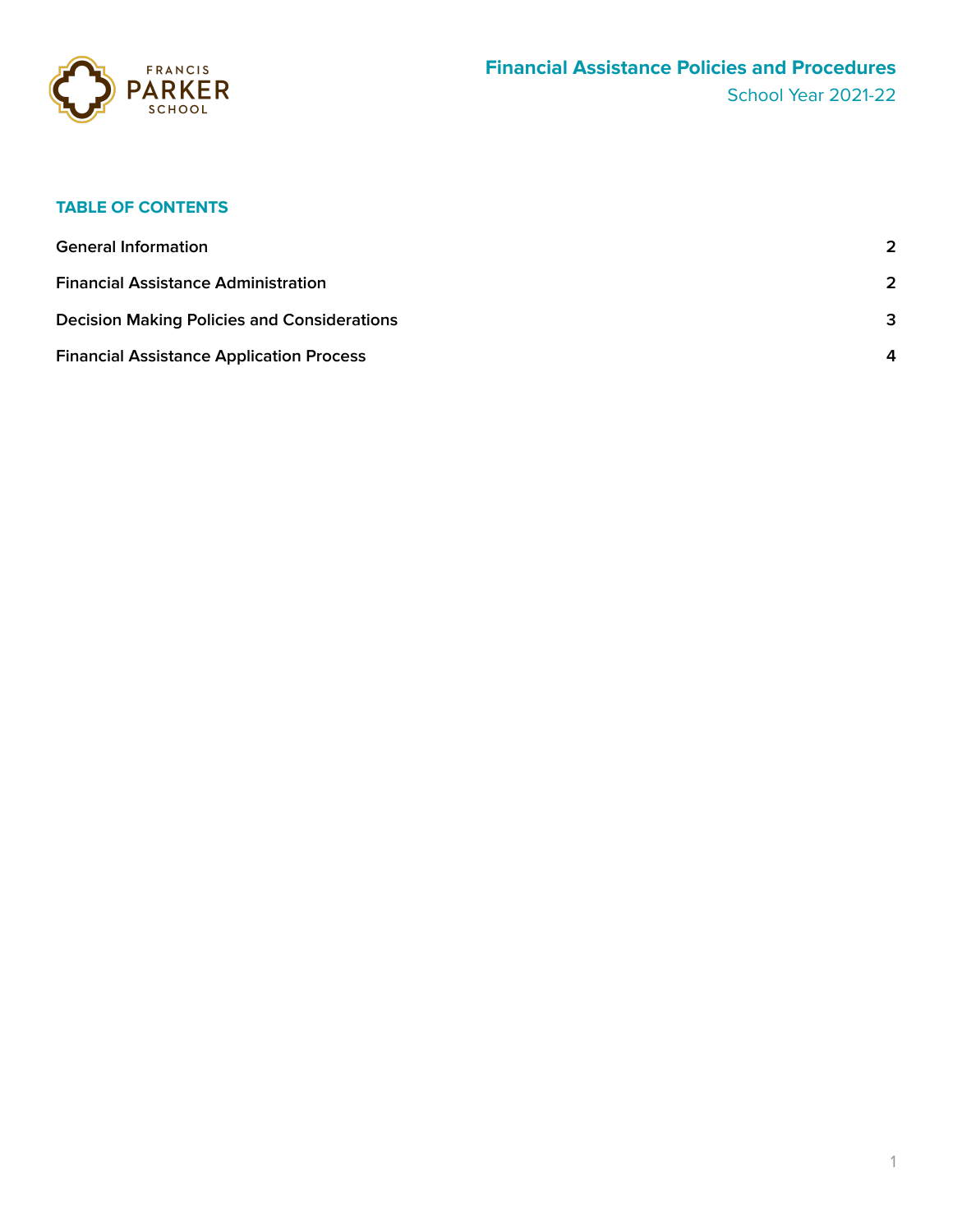# Financial Assistance Policies and Procedures

School Year 2021-22

## TABLE OF CONTENTS

| | |
|---|---|
| **General Information** | **2** |
| **Financial Assistance Administration** | **2** |
| **Decision Making Policies and Considerations** | **3** |
| **Financial Assistance Application Process** | **4** |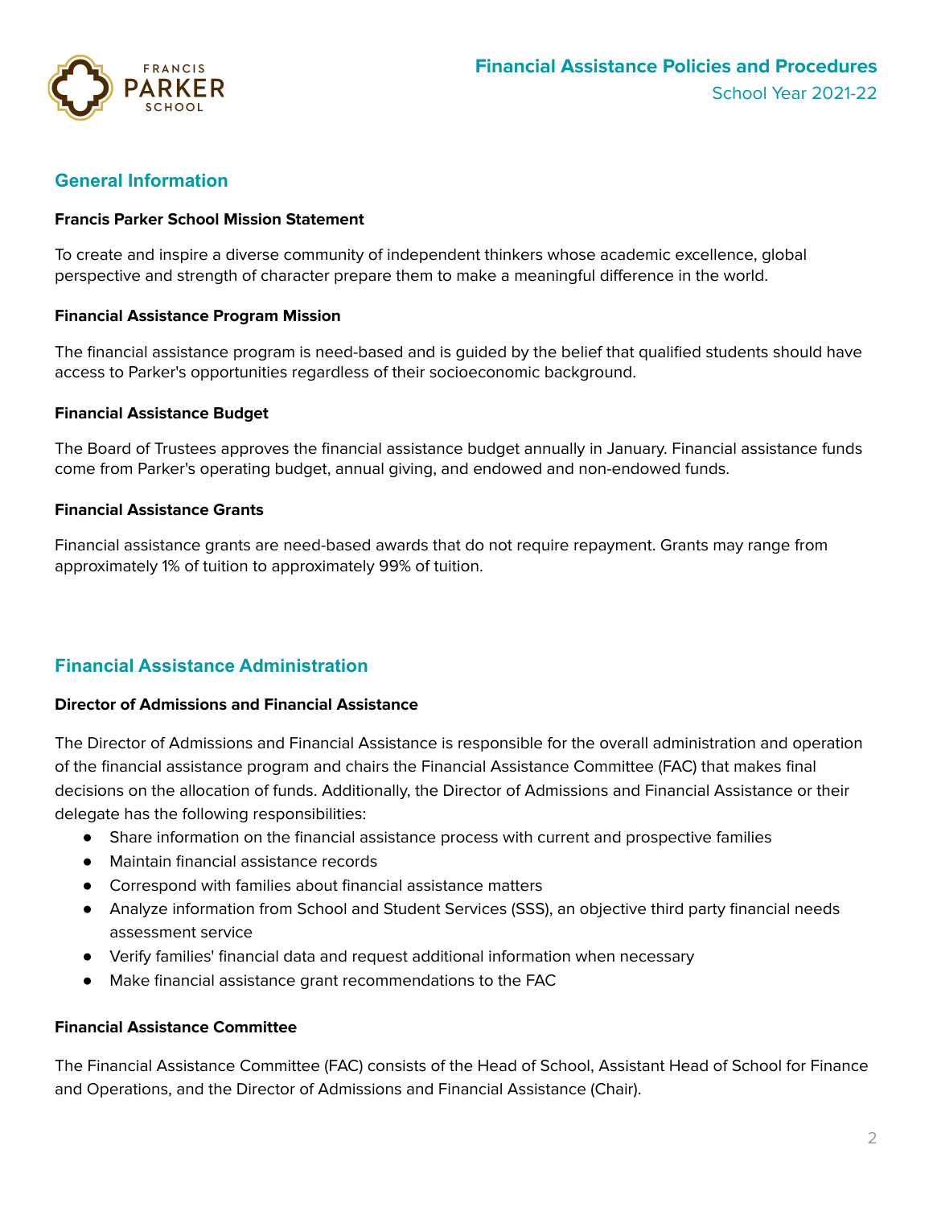## General Information

**Francis Parker School Mission Statement**

To create and inspire a diverse community of independent thinkers whose academic excellence, global perspective and strength of character prepare them to make a meaningful difference in the world.

**Financial Assistance Program Mission**

The financial assistance program is need-based and is guided by the belief that qualified students should have access to Parker's opportunities regardless of their socioeconomic background.

**Financial Assistance Budget**

The Board of Trustees approves the financial assistance budget annually in January. Financial assistance funds come from Parker's operating budget, annual giving, and endowed and non-endowed funds.

**Financial Assistance Grants**

Financial assistance grants are need-based awards that do not require repayment. Grants may range from approximately 1% of tuition to approximately 99% of tuition.

## Financial Assistance Administration

**Director of Admissions and Financial Assistance**

The Director of Admissions and Financial Assistance is responsible for the overall administration and operation of the financial assistance program and chairs the Financial Assistance Committee (FAC) that makes final decisions on the allocation of funds. Additionally, the Director of Admissions and Financial Assistance or their delegate has the following responsibilities:

- Share information on the financial assistance process with current and prospective families
- Maintain financial assistance records
- Correspond with families about financial assistance matters
- Analyze information from School and Student Services (SSS), an objective third party financial needs assessment service
- Verify families' financial data and request additional information when necessary
- Make financial assistance grant recommendations to the FAC

**Financial Assistance Committee**

The Financial Assistance Committee (FAC) consists of the Head of School, Assistant Head of School for Finance and Operations, and the Director of Admissions and Financial Assistance (Chair).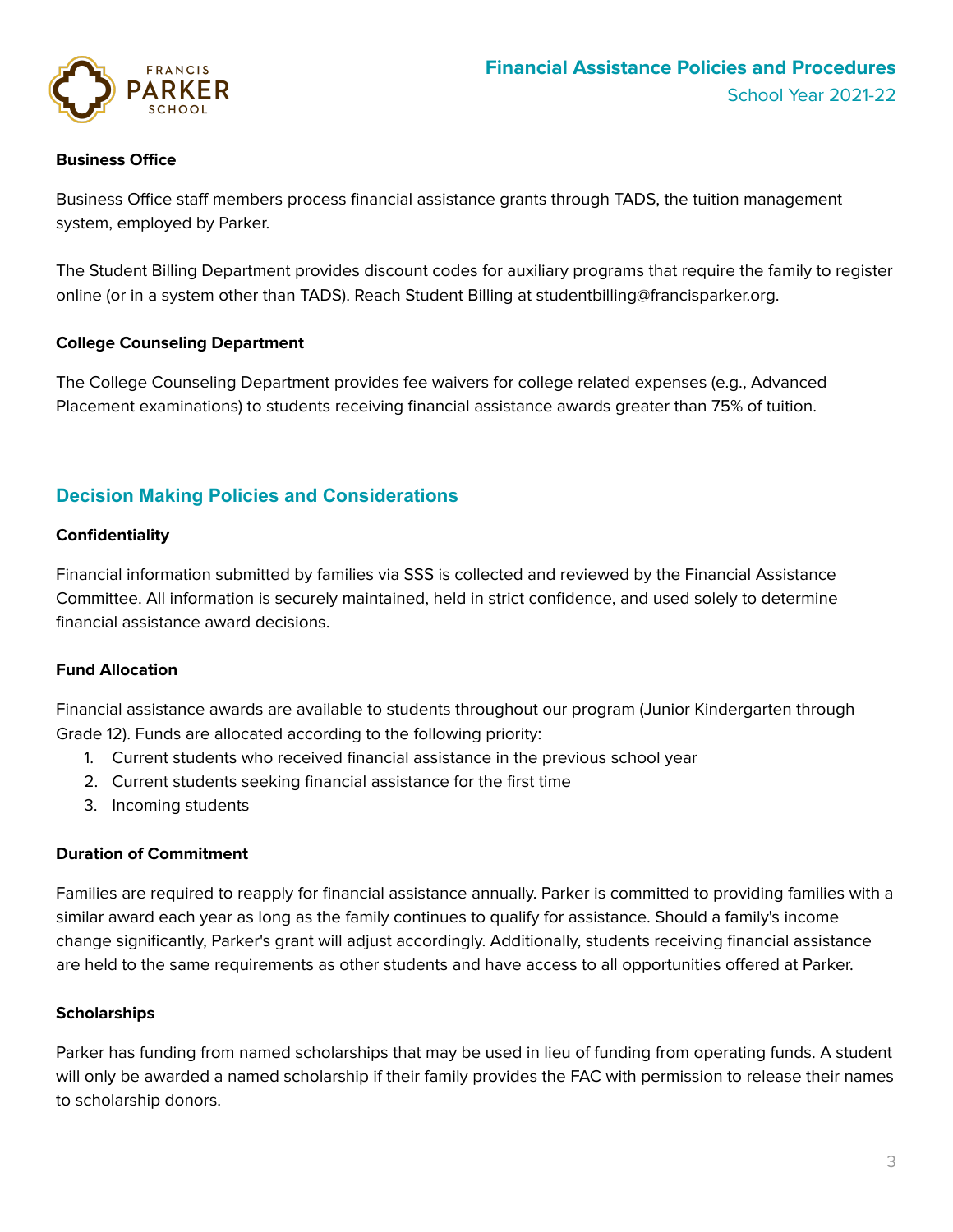### Business Office

Business Office staff members process financial assistance grants through TADS, the tuition management system, employed by Parker.

The Student Billing Department provides discount codes for auxiliary programs that require the family to register online (or in a system other than TADS). Reach Student Billing at studentbilling@francisparker.org.

### College Counseling Department

The College Counseling Department provides fee waivers for college related expenses (e.g., Advanced Placement examinations) to students receiving financial assistance awards greater than 75% of tuition.

## Decision Making Policies and Considerations

### Confidentiality

Financial information submitted by families via SSS is collected and reviewed by the Financial Assistance Committee. All information is securely maintained, held in strict confidence, and used solely to determine financial assistance award decisions.

### Fund Allocation

Financial assistance awards are available to students throughout our program (Junior Kindergarten through Grade 12). Funds are allocated according to the following priority:

1. Current students who received financial assistance in the previous school year
2. Current students seeking financial assistance for the first time
3. Incoming students

### Duration of Commitment

Families are required to reapply for financial assistance annually. Parker is committed to providing families with a similar award each year as long as the family continues to qualify for assistance. Should a family's income change significantly, Parker's grant will adjust accordingly. Additionally, students receiving financial assistance are held to the same requirements as other students and have access to all opportunities offered at Parker.

### Scholarships

Parker has funding from named scholarships that may be used in lieu of funding from operating funds. A student will only be awarded a named scholarship if their family provides the FAC with permission to release their names to scholarship donors.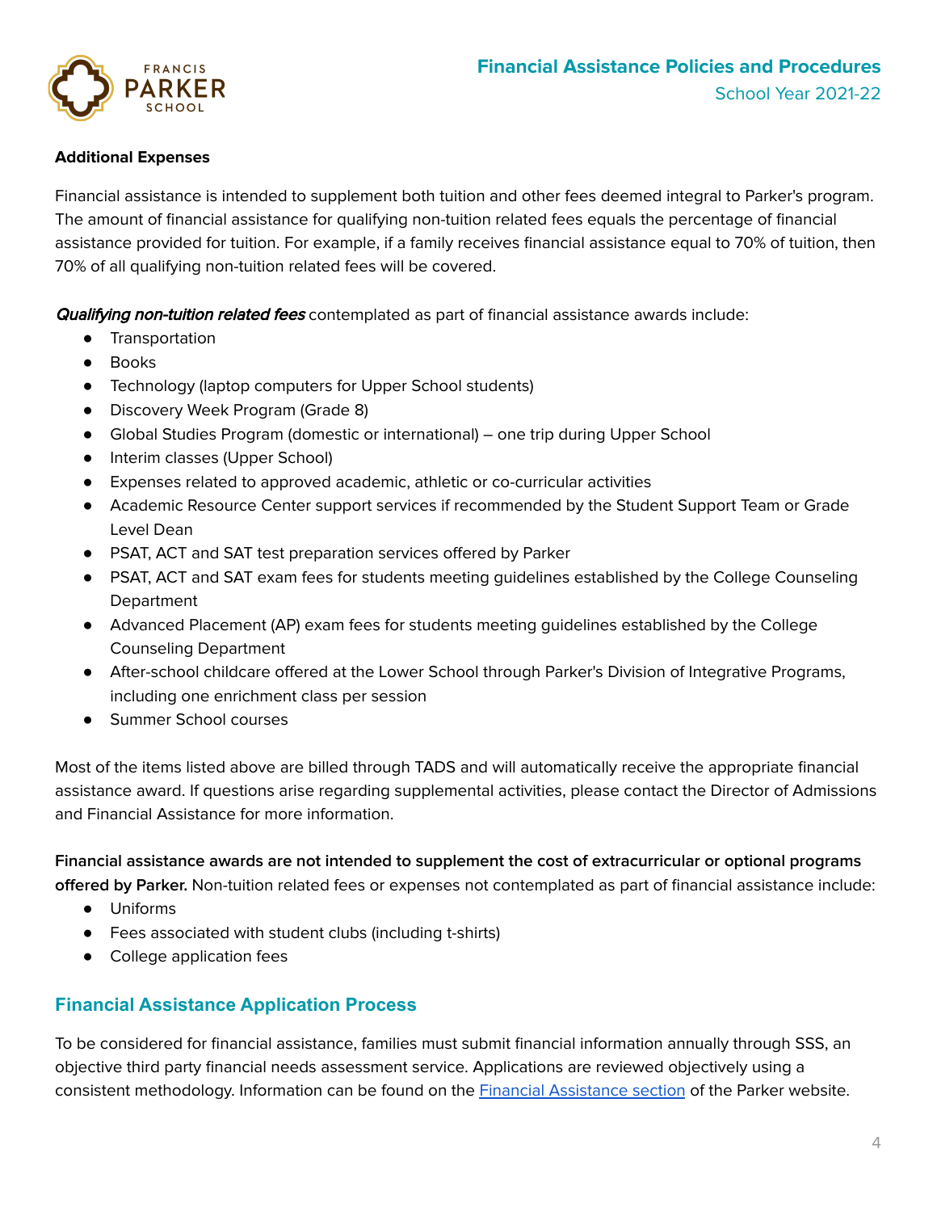**Additional Expenses**

Financial assistance is intended to supplement both tuition and other fees deemed integral to Parker's program. The amount of financial assistance for qualifying non-tuition related fees equals the percentage of financial assistance provided for tuition. For example, if a family receives financial assistance equal to 70% of tuition, then 70% of all qualifying non-tuition related fees will be covered.

***Qualifying non-tuition related fees*** contemplated as part of financial assistance awards include:

- Transportation
- Books
- Technology (laptop computers for Upper School students)
- Discovery Week Program (Grade 8)
- Global Studies Program (domestic or international) – one trip during Upper School
- Interim classes (Upper School)
- Expenses related to approved academic, athletic or co-curricular activities
- Academic Resource Center support services if recommended by the Student Support Team or Grade Level Dean
- PSAT, ACT and SAT test preparation services offered by Parker
- PSAT, ACT and SAT exam fees for students meeting guidelines established by the College Counseling Department
- Advanced Placement (AP) exam fees for students meeting guidelines established by the College Counseling Department
- After-school childcare offered at the Lower School through Parker's Division of Integrative Programs, including one enrichment class per session
- Summer School courses

Most of the items listed above are billed through TADS and will automatically receive the appropriate financial assistance award. If questions arise regarding supplemental activities, please contact the Director of Admissions and Financial Assistance for more information.

**Financial assistance awards are not intended to supplement the cost of extracurricular or optional programs offered by Parker.** Non-tuition related fees or expenses not contemplated as part of financial assistance include:

- Uniforms
- Fees associated with student clubs (including t-shirts)
- College application fees

## Financial Assistance Application Process

To be considered for financial assistance, families must submit financial information annually through SSS, an objective third party financial needs assessment service. Applications are reviewed objectively using a consistent methodology. Information can be found on the Financial Assistance section of the Parker website.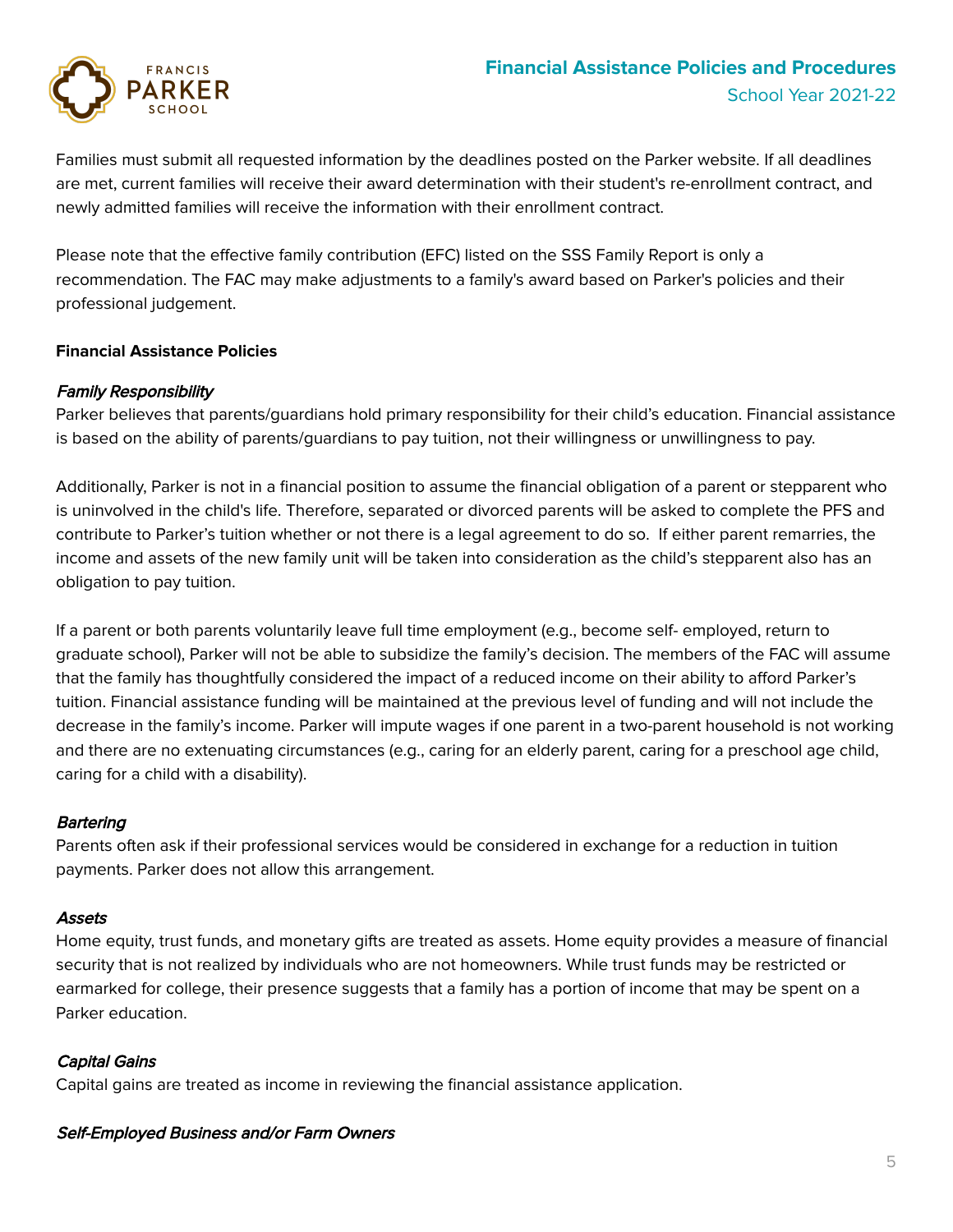Families must submit all requested information by the deadlines posted on the Parker website. If all deadlines are met, current families will receive their award determination with their student's re-enrollment contract, and newly admitted families will receive the information with their enrollment contract.

Please note that the effective family contribution (EFC) listed on the SSS Family Report is only a recommendation. The FAC may make adjustments to a family's award based on Parker's policies and their professional judgement.

**Financial Assistance Policies**

***Family Responsibility***

Parker believes that parents/guardians hold primary responsibility for their child's education. Financial assistance is based on the ability of parents/guardians to pay tuition, not their willingness or unwillingness to pay.

Additionally, Parker is not in a financial position to assume the financial obligation of a parent or stepparent who is uninvolved in the child's life. Therefore, separated or divorced parents will be asked to complete the PFS and contribute to Parker's tuition whether or not there is a legal agreement to do so. If either parent remarries, the income and assets of the new family unit will be taken into consideration as the child's stepparent also has an obligation to pay tuition.

If a parent or both parents voluntarily leave full time employment (e.g., become self- employed, return to graduate school), Parker will not be able to subsidize the family's decision. The members of the FAC will assume that the family has thoughtfully considered the impact of a reduced income on their ability to afford Parker's tuition. Financial assistance funding will be maintained at the previous level of funding and will not include the decrease in the family's income. Parker will impute wages if one parent in a two-parent household is not working and there are no extenuating circumstances (e.g., caring for an elderly parent, caring for a preschool age child, caring for a child with a disability).

***Bartering***

Parents often ask if their professional services would be considered in exchange for a reduction in tuition payments. Parker does not allow this arrangement.

***Assets***

Home equity, trust funds, and monetary gifts are treated as assets. Home equity provides a measure of financial security that is not realized by individuals who are not homeowners. While trust funds may be restricted or earmarked for college, their presence suggests that a family has a portion of income that may be spent on a Parker education.

***Capital Gains***

Capital gains are treated as income in reviewing the financial assistance application.

***Self-Employed Business and/or Farm Owners***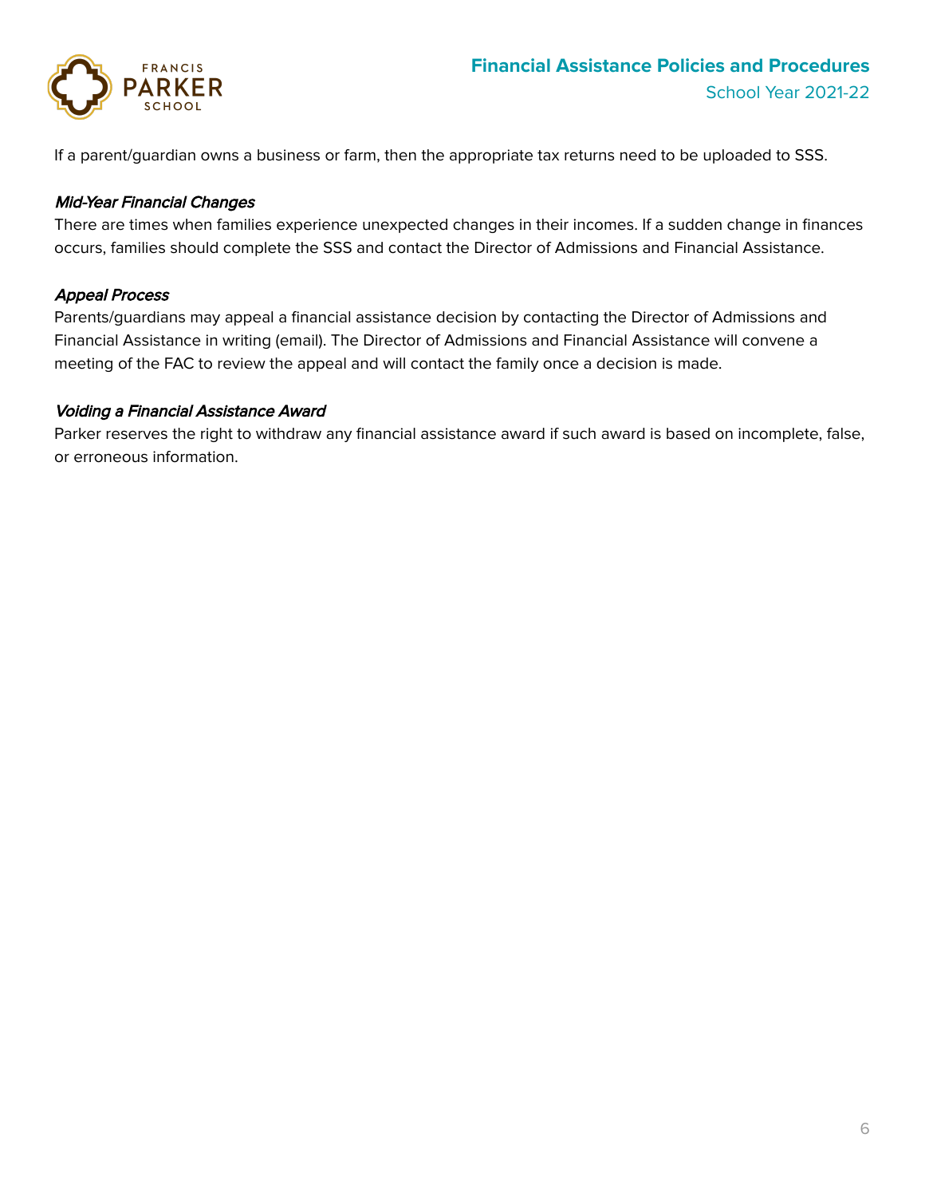If a parent/guardian owns a business or farm, then the appropriate tax returns need to be uploaded to SSS.

### *Mid-Year Financial Changes*

There are times when families experience unexpected changes in their incomes. If a sudden change in finances occurs, families should complete the SSS and contact the Director of Admissions and Financial Assistance.

### *Appeal Process*

Parents/guardians may appeal a financial assistance decision by contacting the Director of Admissions and Financial Assistance in writing (email). The Director of Admissions and Financial Assistance will convene a meeting of the FAC to review the appeal and will contact the family once a decision is made.

### *Voiding a Financial Assistance Award*

Parker reserves the right to withdraw any financial assistance award if such award is based on incomplete, false, or erroneous information.